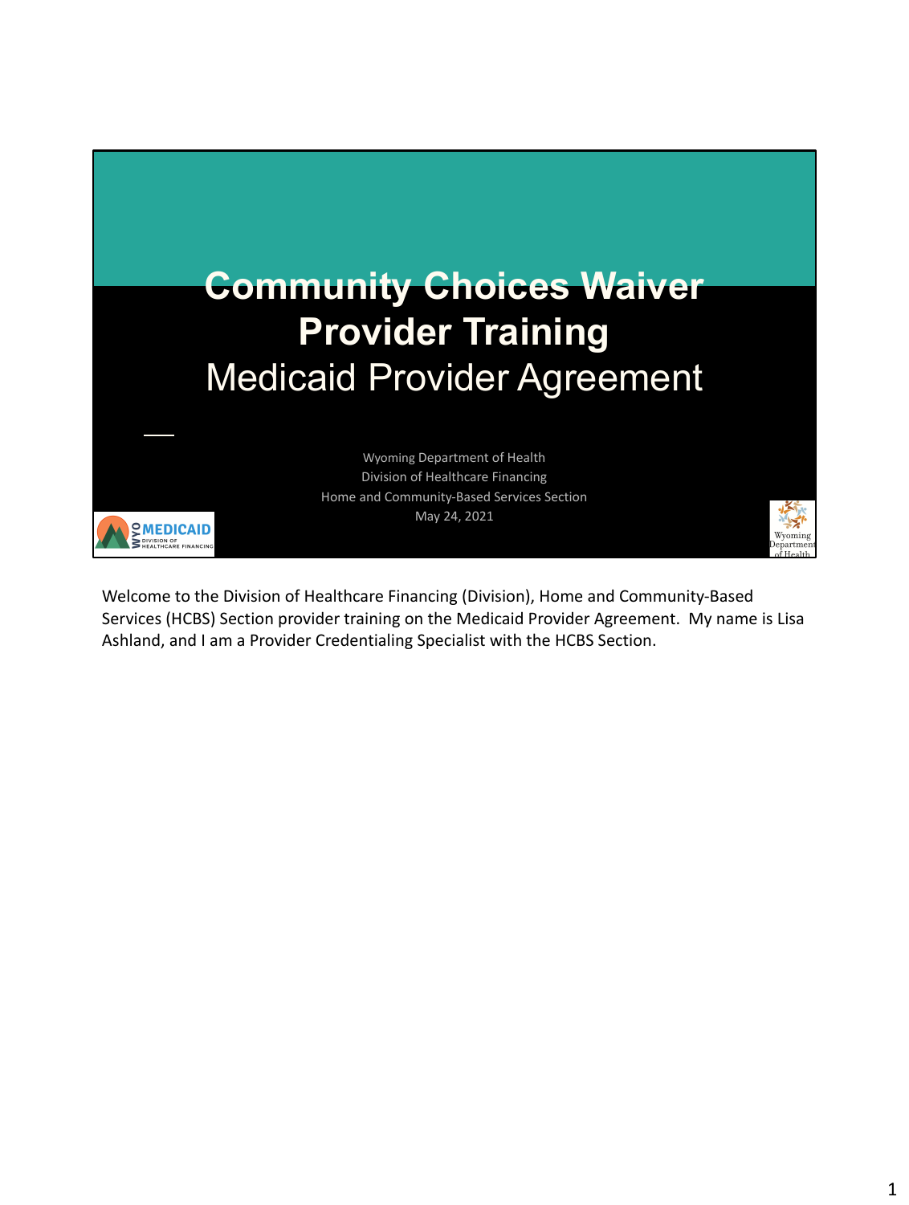# Community Choices Waiver Provider Training

## Medicaid Provider Agreement

Wyoming Department of Health
Division of Healthcare Financing
Home and Community-Based Services Section
May 24, 2021

Welcome to the Division of Healthcare Financing (Division), Home and Community-Based Services (HCBS) Section provider training on the Medicaid Provider Agreement. My name is Lisa Ashland, and I am a Provider Credentialing Specialist with the HCBS Section.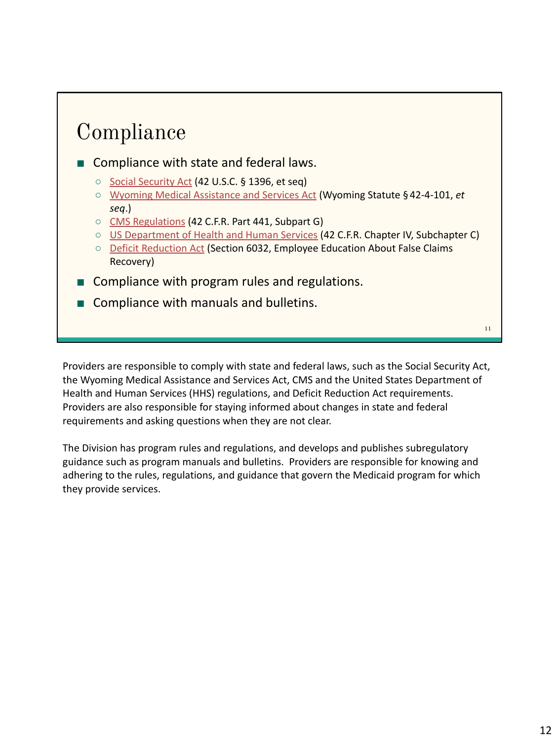# Compliance

- Compliance with state and federal laws.
  - Social Security Act (42 U.S.C. § 1396, et seq)
  - Wyoming Medical Assistance and Services Act (Wyoming Statute § 42-4-101, *et seq*.)
  - CMS Regulations (42 C.F.R. Part 441, Subpart G)
  - US Department of Health and Human Services (42 C.F.R. Chapter IV, Subchapter C)
  - Deficit Reduction Act (Section 6032, Employee Education About False Claims Recovery)
- Compliance with program rules and regulations.
- Compliance with manuals and bulletins.

Providers are responsible to comply with state and federal laws, such as the Social Security Act, the Wyoming Medical Assistance and Services Act, CMS and the United States Department of Health and Human Services (HHS) regulations, and Deficit Reduction Act requirements. Providers are also responsible for staying informed about changes in state and federal requirements and asking questions when they are not clear.

The Division has program rules and regulations, and develops and publishes subregulatory guidance such as program manuals and bulletins. Providers are responsible for knowing and adhering to the rules, regulations, and guidance that govern the Medicaid program for which they provide services.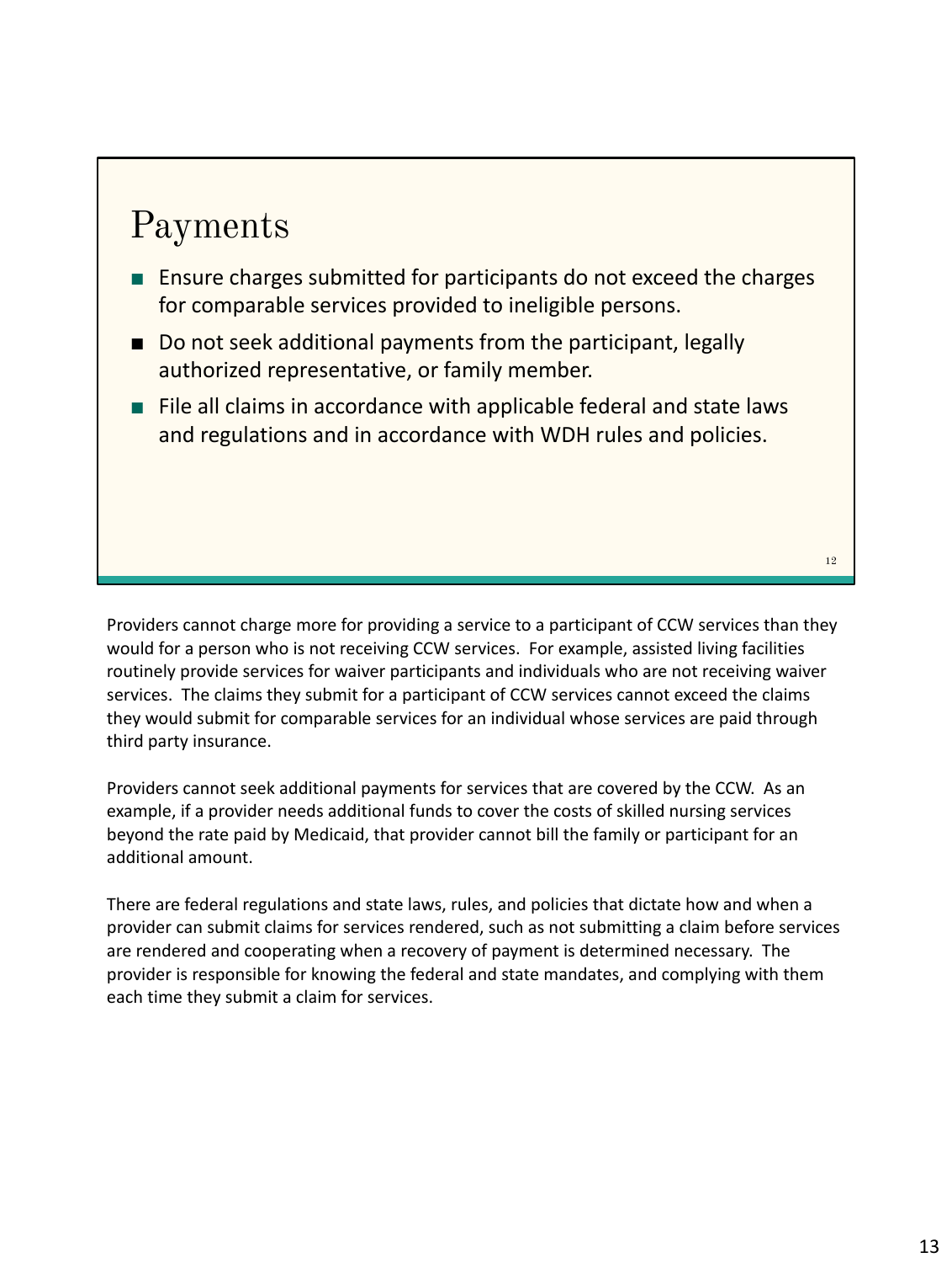## Payments

- Ensure charges submitted for participants do not exceed the charges for comparable services provided to ineligible persons.
- Do not seek additional payments from the participant, legally authorized representative, or family member.
- File all claims in accordance with applicable federal and state laws and regulations and in accordance with WDH rules and policies.

Providers cannot charge more for providing a service to a participant of CCW services than they would for a person who is not receiving CCW services. For example, assisted living facilities routinely provide services for waiver participants and individuals who are not receiving waiver services. The claims they submit for a participant of CCW services cannot exceed the claims they would submit for comparable services for an individual whose services are paid through third party insurance.

Providers cannot seek additional payments for services that are covered by the CCW. As an example, if a provider needs additional funds to cover the costs of skilled nursing services beyond the rate paid by Medicaid, that provider cannot bill the family or participant for an additional amount.

There are federal regulations and state laws, rules, and policies that dictate how and when a provider can submit claims for services rendered, such as not submitting a claim before services are rendered and cooperating when a recovery of payment is determined necessary. The provider is responsible for knowing the federal and state mandates, and complying with them each time they submit a claim for services.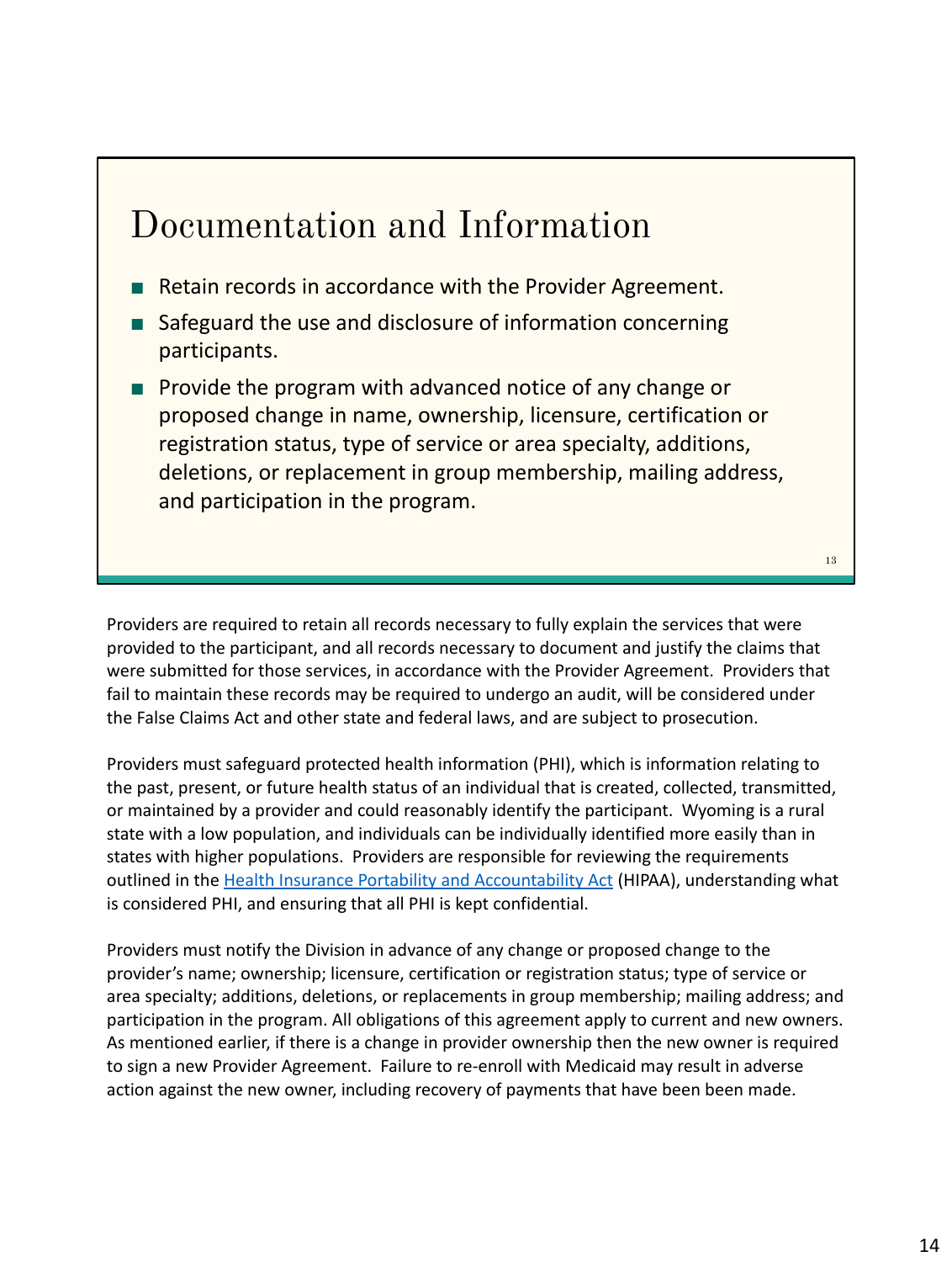## Documentation and Information

- Retain records in accordance with the Provider Agreement.
- Safeguard the use and disclosure of information concerning participants.
- Provide the program with advanced notice of any change or proposed change in name, ownership, licensure, certification or registration status, type of service or area specialty, additions, deletions, or replacement in group membership, mailing address, and participation in the program.

Providers are required to retain all records necessary to fully explain the services that were provided to the participant, and all records necessary to document and justify the claims that were submitted for those services, in accordance with the Provider Agreement. Providers that fail to maintain these records may be required to undergo an audit, will be considered under the False Claims Act and other state and federal laws, and are subject to prosecution.

Providers must safeguard protected health information (PHI), which is information relating to the past, present, or future health status of an individual that is created, collected, transmitted, or maintained by a provider and could reasonably identify the participant. Wyoming is a rural state with a low population, and individuals can be individually identified more easily than in states with higher populations. Providers are responsible for reviewing the requirements outlined in the Health Insurance Portability and Accountability Act (HIPAA), understanding what is considered PHI, and ensuring that all PHI is kept confidential.

Providers must notify the Division in advance of any change or proposed change to the provider's name; ownership; licensure, certification or registration status; type of service or area specialty; additions, deletions, or replacements in group membership; mailing address; and participation in the program. All obligations of this agreement apply to current and new owners. As mentioned earlier, if there is a change in provider ownership then the new owner is required to sign a new Provider Agreement. Failure to re-enroll with Medicaid may result in adverse action against the new owner, including recovery of payments that have been been made.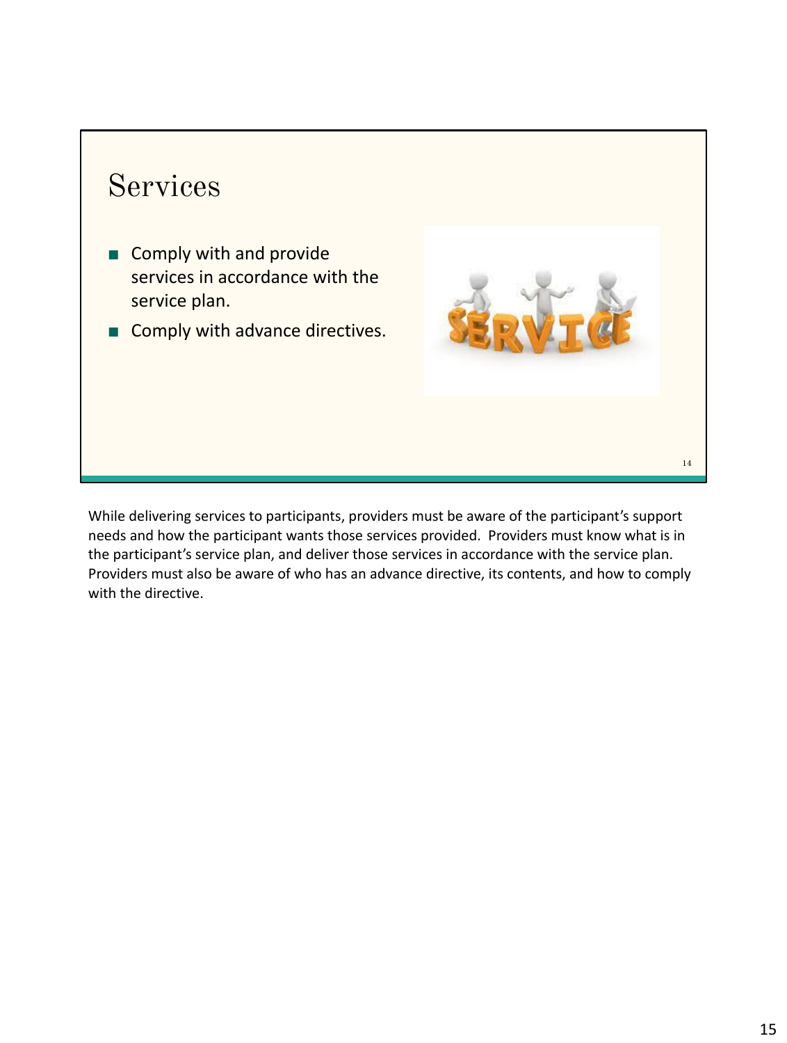## Services

- Comply with and provide services in accordance with the service plan.
- Comply with advance directives.

While delivering services to participants, providers must be aware of the participant's support needs and how the participant wants those services provided. Providers must know what is in the participant's service plan, and deliver those services in accordance with the service plan. Providers must also be aware of who has an advance directive, its contents, and how to comply with the directive.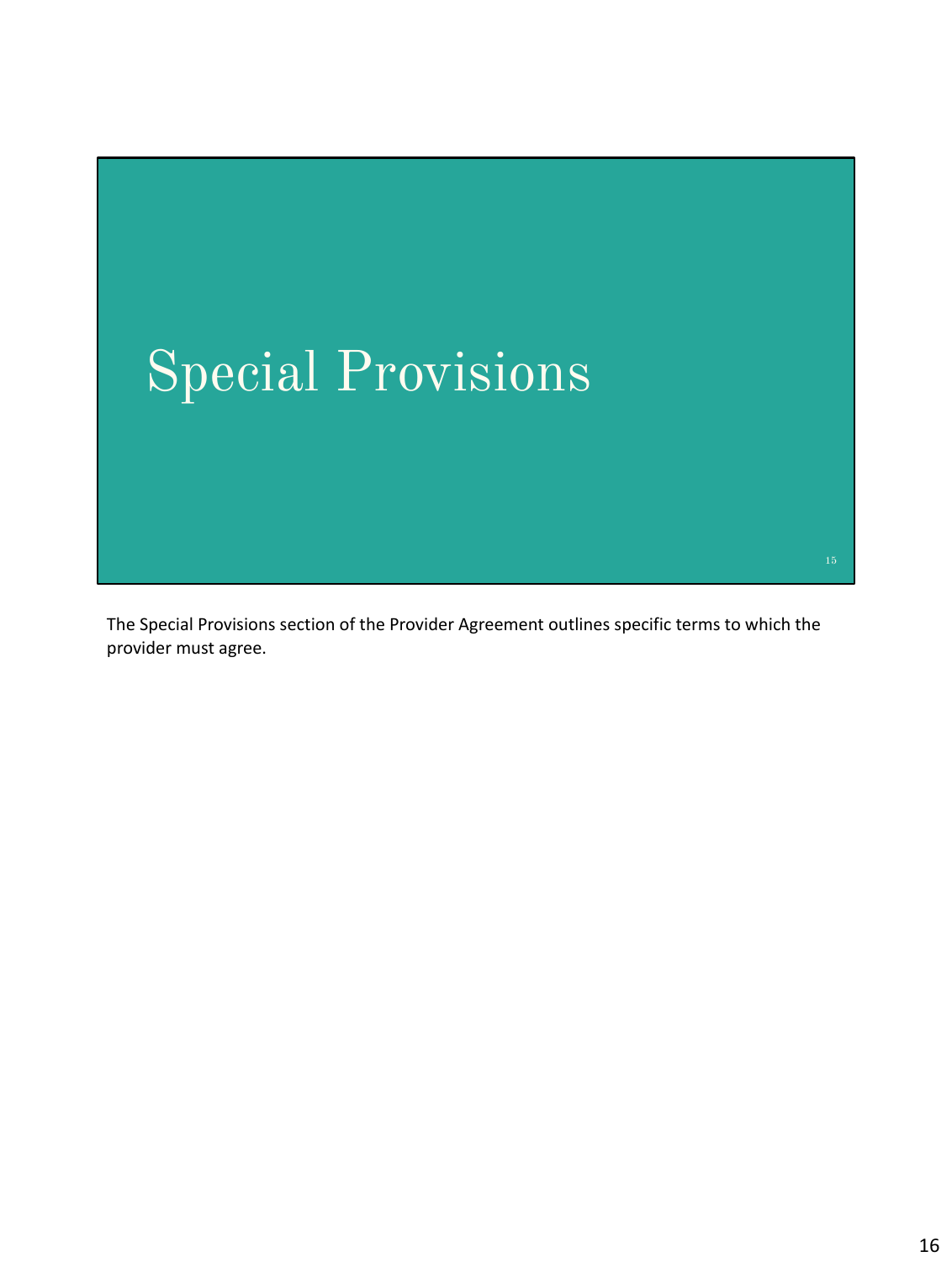# Special Provisions

The Special Provisions section of the Provider Agreement outlines specific terms to which the provider must agree.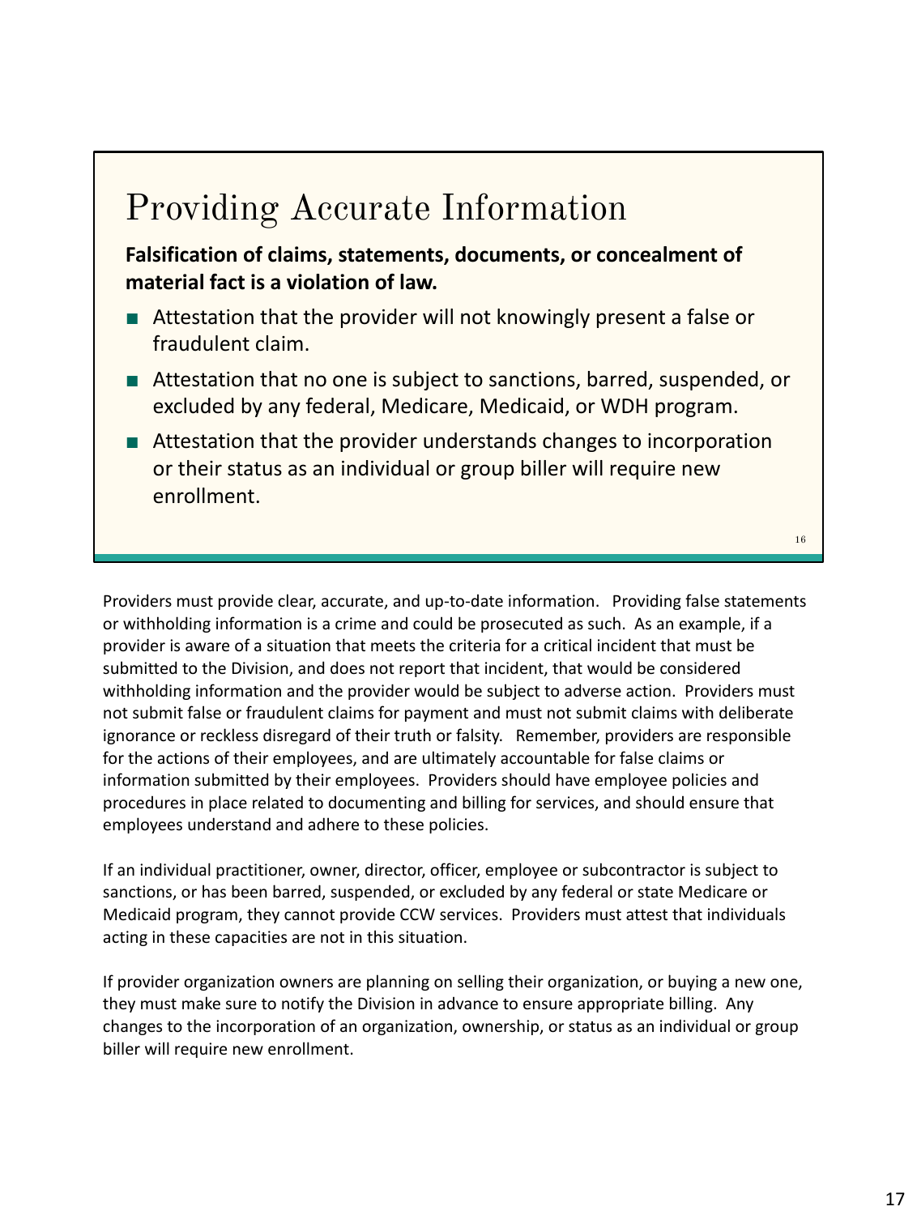## Providing Accurate Information

**Falsification of claims, statements, documents, or concealment of material fact is a violation of law.**

- Attestation that the provider will not knowingly present a false or fraudulent claim.
- Attestation that no one is subject to sanctions, barred, suspended, or excluded by any federal, Medicare, Medicaid, or WDH program.
- Attestation that the provider understands changes to incorporation or their status as an individual or group biller will require new enrollment.

Providers must provide clear, accurate, and up-to-date information. Providing false statements or withholding information is a crime and could be prosecuted as such. As an example, if a provider is aware of a situation that meets the criteria for a critical incident that must be submitted to the Division, and does not report that incident, that would be considered withholding information and the provider would be subject to adverse action. Providers must not submit false or fraudulent claims for payment and must not submit claims with deliberate ignorance or reckless disregard of their truth or falsity. Remember, providers are responsible for the actions of their employees, and are ultimately accountable for false claims or information submitted by their employees. Providers should have employee policies and procedures in place related to documenting and billing for services, and should ensure that employees understand and adhere to these policies.

If an individual practitioner, owner, director, officer, employee or subcontractor is subject to sanctions, or has been barred, suspended, or excluded by any federal or state Medicare or Medicaid program, they cannot provide CCW services. Providers must attest that individuals acting in these capacities are not in this situation.

If provider organization owners are planning on selling their organization, or buying a new one, they must make sure to notify the Division in advance to ensure appropriate billing. Any changes to the incorporation of an organization, ownership, or status as an individual or group biller will require new enrollment.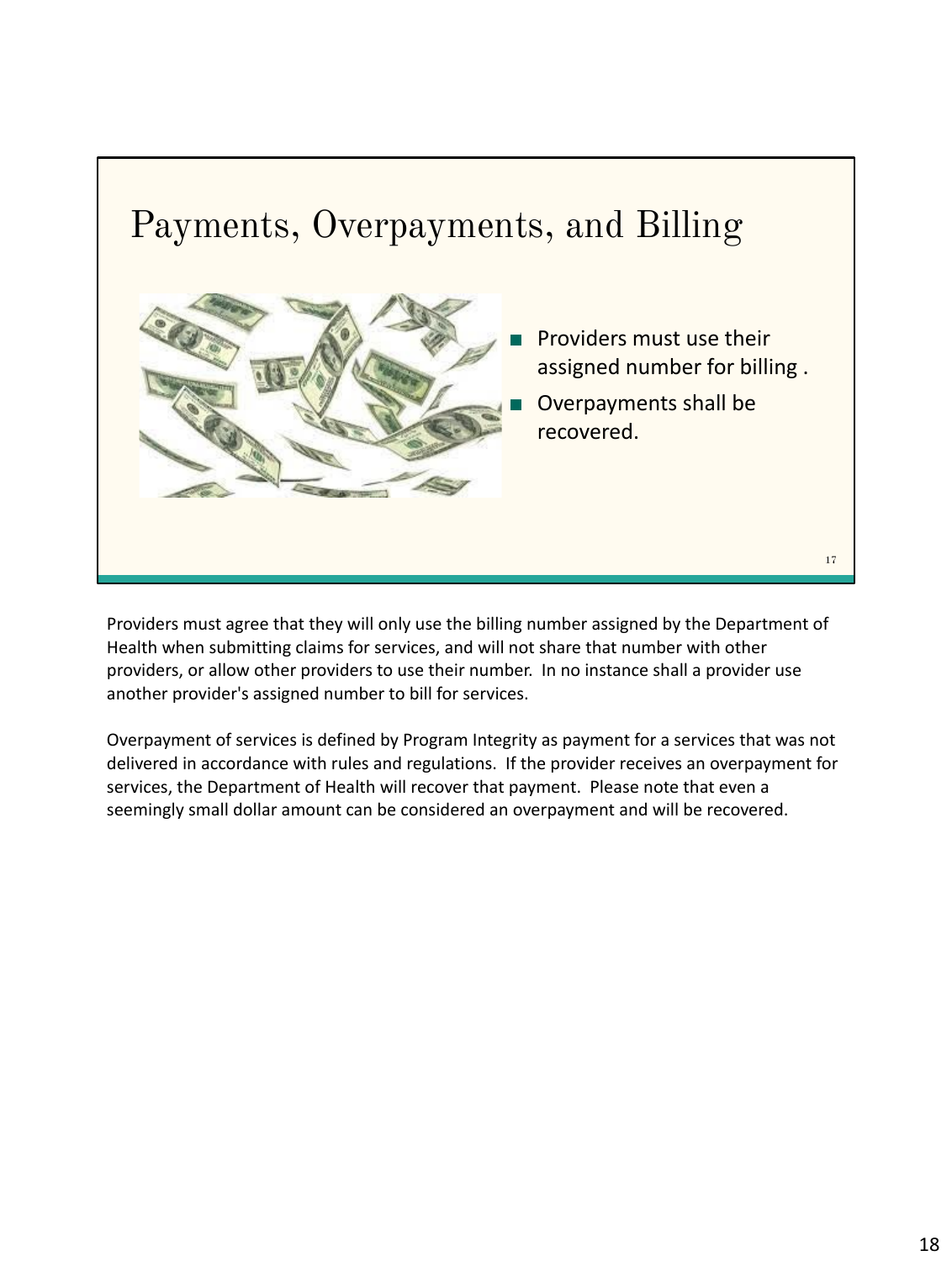## Payments, Overpayments, and Billing

- Providers must use their assigned number for billing .
- Overpayments shall be recovered.

Providers must agree that they will only use the billing number assigned by the Department of Health when submitting claims for services, and will not share that number with other providers, or allow other providers to use their number. In no instance shall a provider use another provider's assigned number to bill for services.

Overpayment of services is defined by Program Integrity as payment for a services that was not delivered in accordance with rules and regulations. If the provider receives an overpayment for services, the Department of Health will recover that payment. Please note that even a seemingly small dollar amount can be considered an overpayment and will be recovered.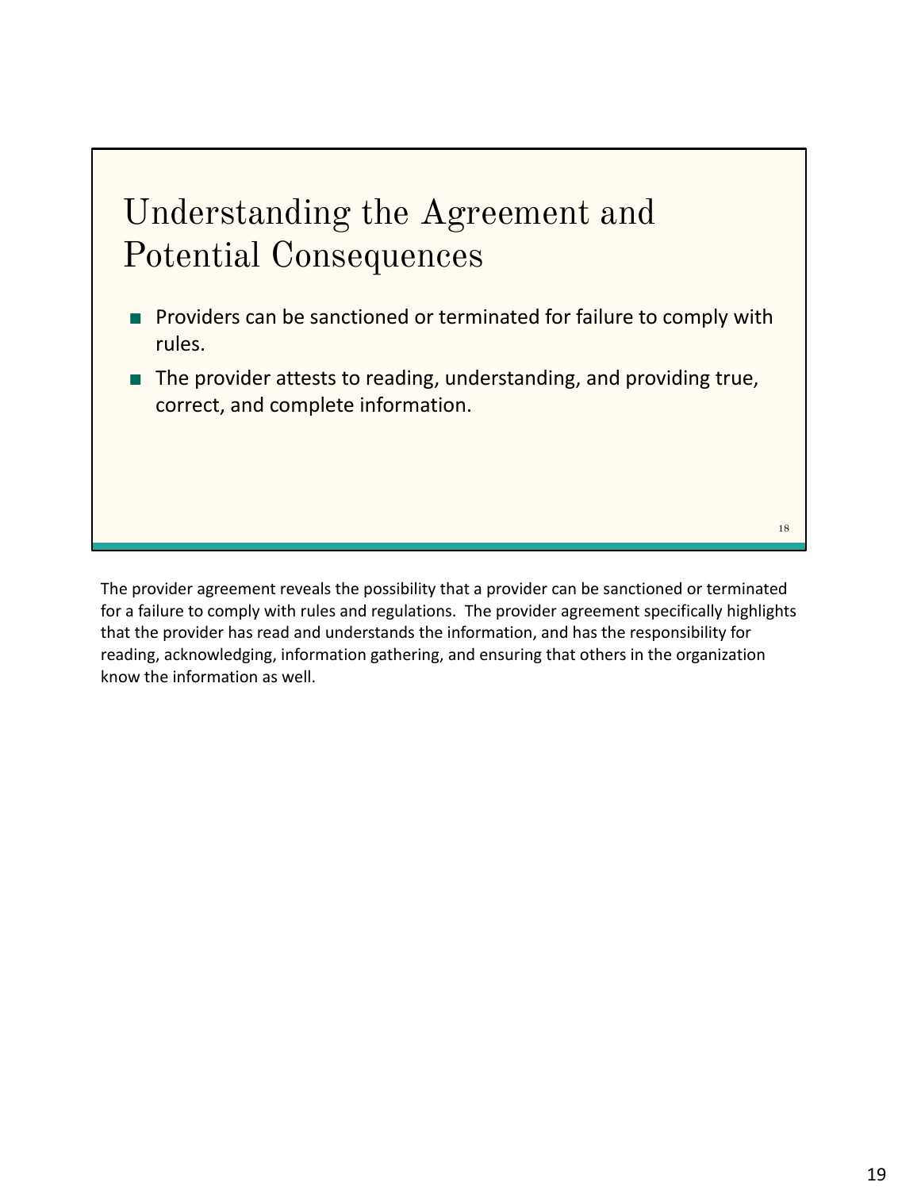## Understanding the Agreement and Potential Consequences

- Providers can be sanctioned or terminated for failure to comply with rules.
- The provider attests to reading, understanding, and providing true, correct, and complete information.

The provider agreement reveals the possibility that a provider can be sanctioned or terminated for a failure to comply with rules and regulations. The provider agreement specifically highlights that the provider has read and understands the information, and has the responsibility for reading, acknowledging, information gathering, and ensuring that others in the organization know the information as well.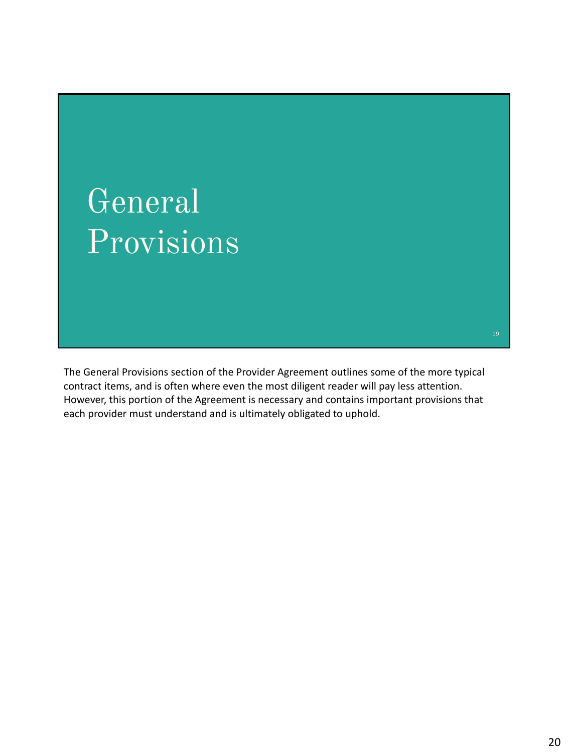# General Provisions

The General Provisions section of the Provider Agreement outlines some of the more typical contract items, and is often where even the most diligent reader will pay less attention. However, this portion of the Agreement is necessary and contains important provisions that each provider must understand and is ultimately obligated to uphold.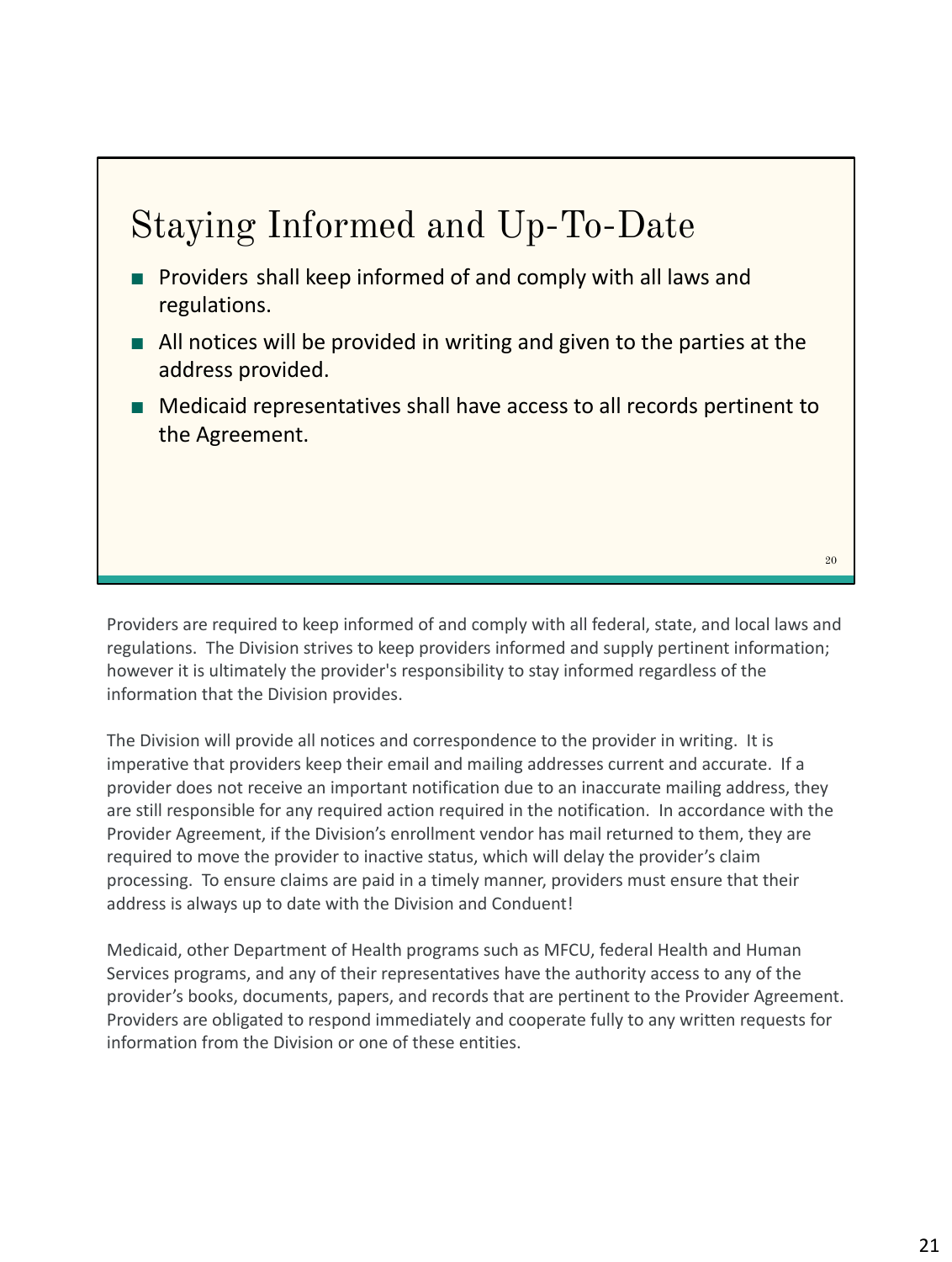## Staying Informed and Up-To-Date

- Providers shall keep informed of and comply with all laws and regulations.
- All notices will be provided in writing and given to the parties at the address provided.
- Medicaid representatives shall have access to all records pertinent to the Agreement.

Providers are required to keep informed of and comply with all federal, state, and local laws and regulations. The Division strives to keep providers informed and supply pertinent information; however it is ultimately the provider's responsibility to stay informed regardless of the information that the Division provides.

The Division will provide all notices and correspondence to the provider in writing. It is imperative that providers keep their email and mailing addresses current and accurate. If a provider does not receive an important notification due to an inaccurate mailing address, they are still responsible for any required action required in the notification. In accordance with the Provider Agreement, if the Division's enrollment vendor has mail returned to them, they are required to move the provider to inactive status, which will delay the provider's claim processing. To ensure claims are paid in a timely manner, providers must ensure that their address is always up to date with the Division and Conduent!

Medicaid, other Department of Health programs such as MFCU, federal Health and Human Services programs, and any of their representatives have the authority access to any of the provider's books, documents, papers, and records that are pertinent to the Provider Agreement. Providers are obligated to respond immediately and cooperate fully to any written requests for information from the Division or one of these entities.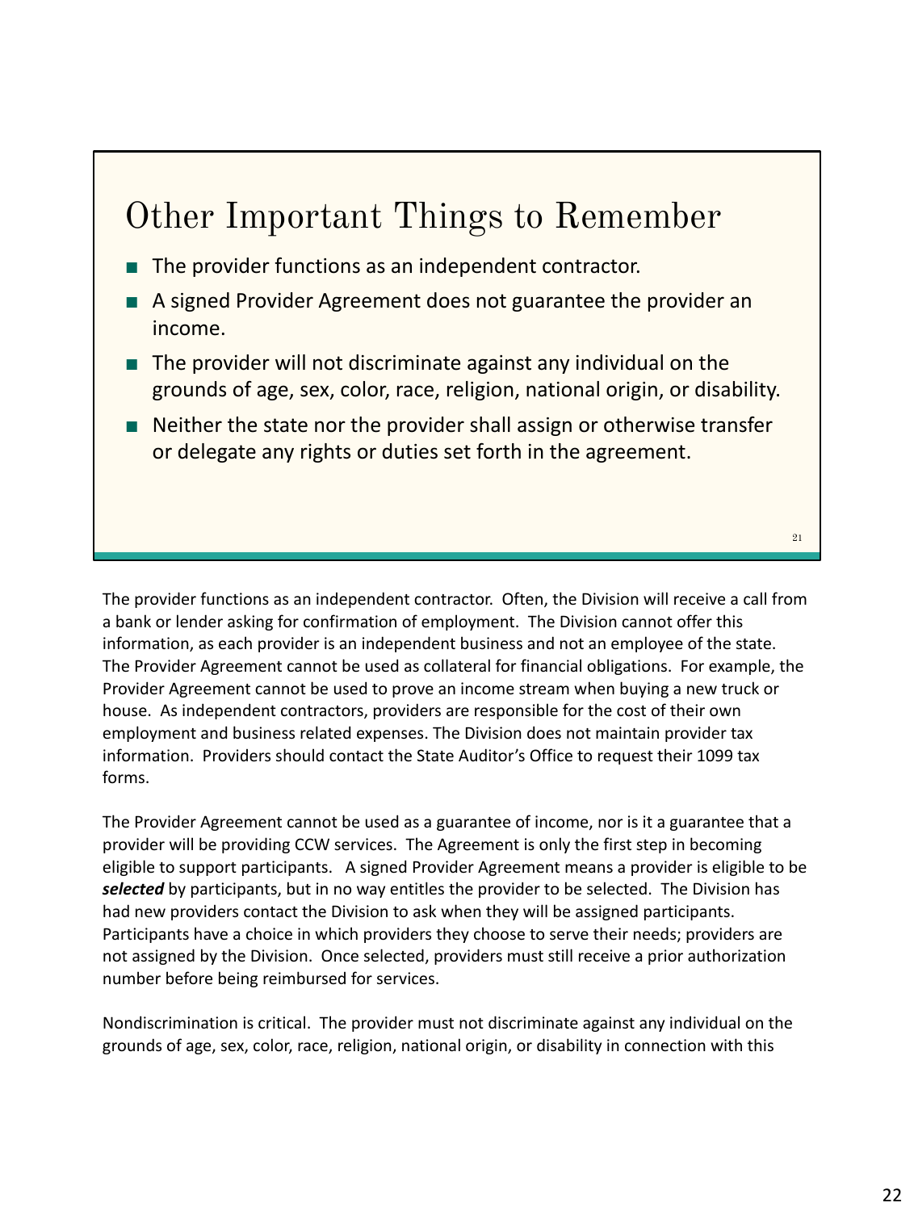## Other Important Things to Remember

- The provider functions as an independent contractor.
- A signed Provider Agreement does not guarantee the provider an income.
- The provider will not discriminate against any individual on the grounds of age, sex, color, race, religion, national origin, or disability.
- Neither the state nor the provider shall assign or otherwise transfer or delegate any rights or duties set forth in the agreement.

The provider functions as an independent contractor. Often, the Division will receive a call from a bank or lender asking for confirmation of employment. The Division cannot offer this information, as each provider is an independent business and not an employee of the state. The Provider Agreement cannot be used as collateral for financial obligations. For example, the Provider Agreement cannot be used to prove an income stream when buying a new truck or house. As independent contractors, providers are responsible for the cost of their own employment and business related expenses. The Division does not maintain provider tax information. Providers should contact the State Auditor's Office to request their 1099 tax forms.

The Provider Agreement cannot be used as a guarantee of income, nor is it a guarantee that a provider will be providing CCW services. The Agreement is only the first step in becoming eligible to support participants. A signed Provider Agreement means a provider is eligible to be ***selected*** by participants, but in no way entitles the provider to be selected. The Division has had new providers contact the Division to ask when they will be assigned participants. Participants have a choice in which providers they choose to serve their needs; providers are not assigned by the Division. Once selected, providers must still receive a prior authorization number before being reimbursed for services.

Nondiscrimination is critical. The provider must not discriminate against any individual on the grounds of age, sex, color, race, religion, national origin, or disability in connection with this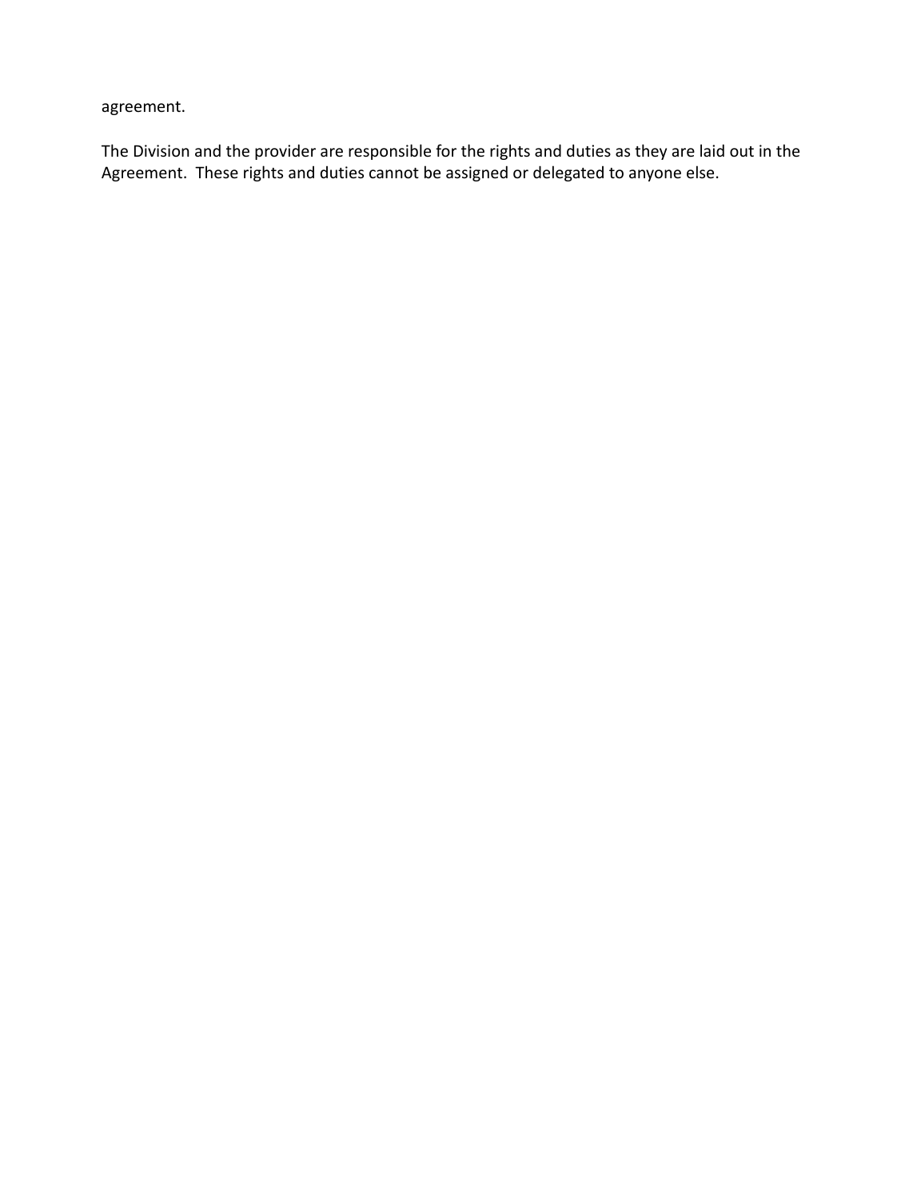agreement.

The Division and the provider are responsible for the rights and duties as they are laid out in the Agreement.  These rights and duties cannot be assigned or delegated to anyone else.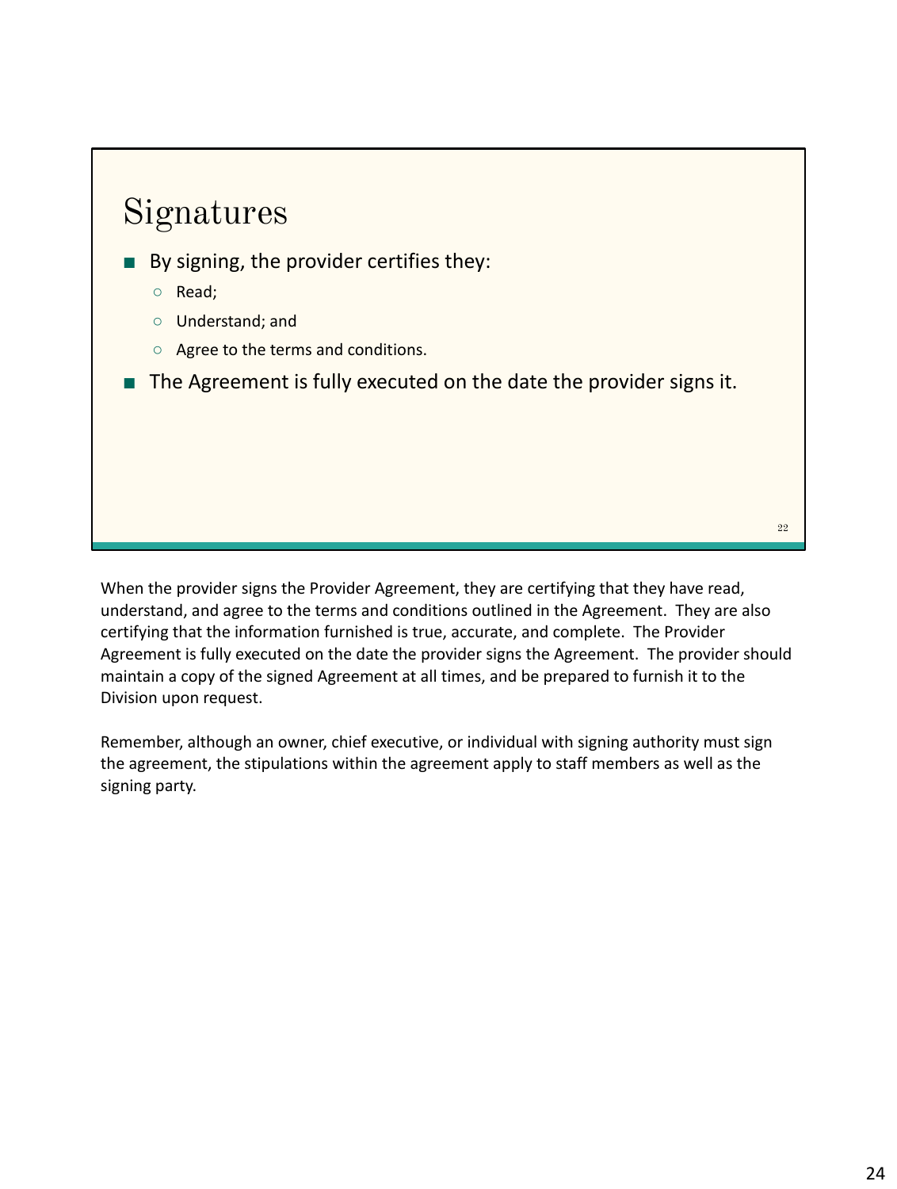## Signatures

- By signing, the provider certifies they:
  - Read;
  - Understand; and
  - Agree to the terms and conditions.
- The Agreement is fully executed on the date the provider signs it.

22

When the provider signs the Provider Agreement, they are certifying that they have read, understand, and agree to the terms and conditions outlined in the Agreement. They are also certifying that the information furnished is true, accurate, and complete. The Provider Agreement is fully executed on the date the provider signs the Agreement. The provider should maintain a copy of the signed Agreement at all times, and be prepared to furnish it to the Division upon request.

Remember, although an owner, chief executive, or individual with signing authority must sign the agreement, the stipulations within the agreement apply to staff members as well as the signing party.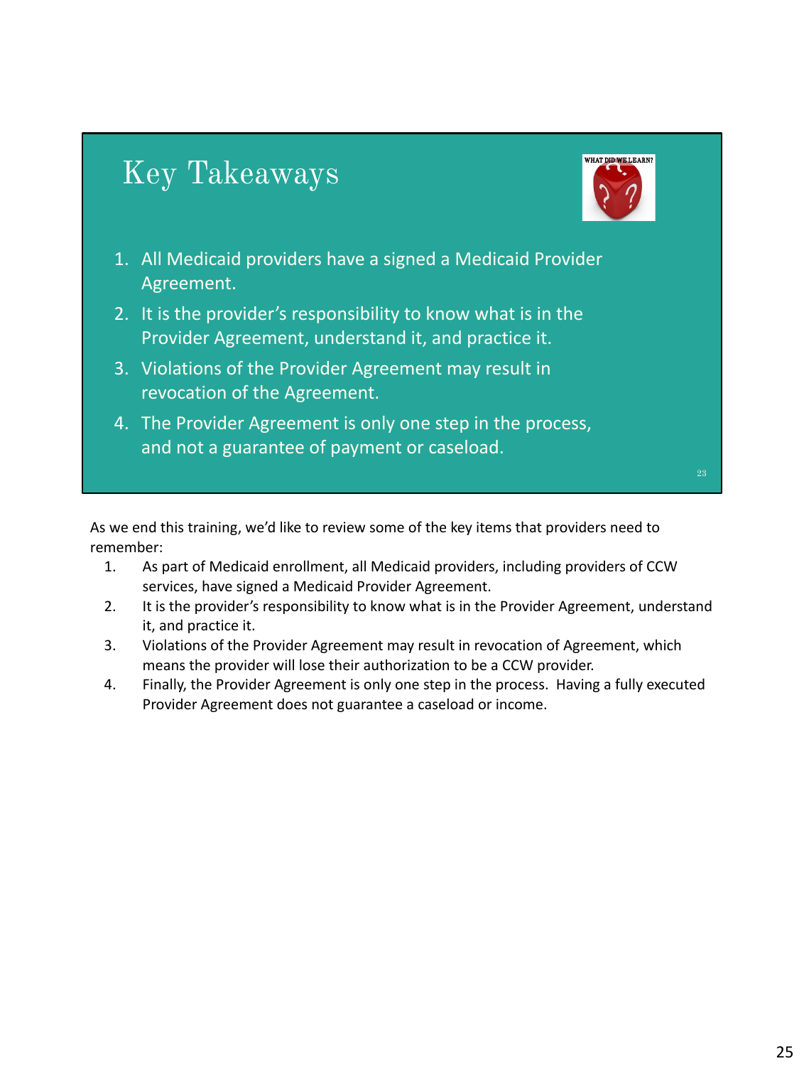## Key Takeaways

1. All Medicaid providers have a signed a Medicaid Provider Agreement.
2. It is the provider's responsibility to know what is in the Provider Agreement, understand it, and practice it.
3. Violations of the Provider Agreement may result in revocation of the Agreement.
4. The Provider Agreement is only one step in the process, and not a guarantee of payment or caseload.

As we end this training, we'd like to review some of the key items that providers need to remember:

1. As part of Medicaid enrollment, all Medicaid providers, including providers of CCW services, have signed a Medicaid Provider Agreement.
2. It is the provider's responsibility to know what is in the Provider Agreement, understand it, and practice it.
3. Violations of the Provider Agreement may result in revocation of Agreement, which means the provider will lose their authorization to be a CCW provider.
4. Finally, the Provider Agreement is only one step in the process. Having a fully executed Provider Agreement does not guarantee a caseload or income.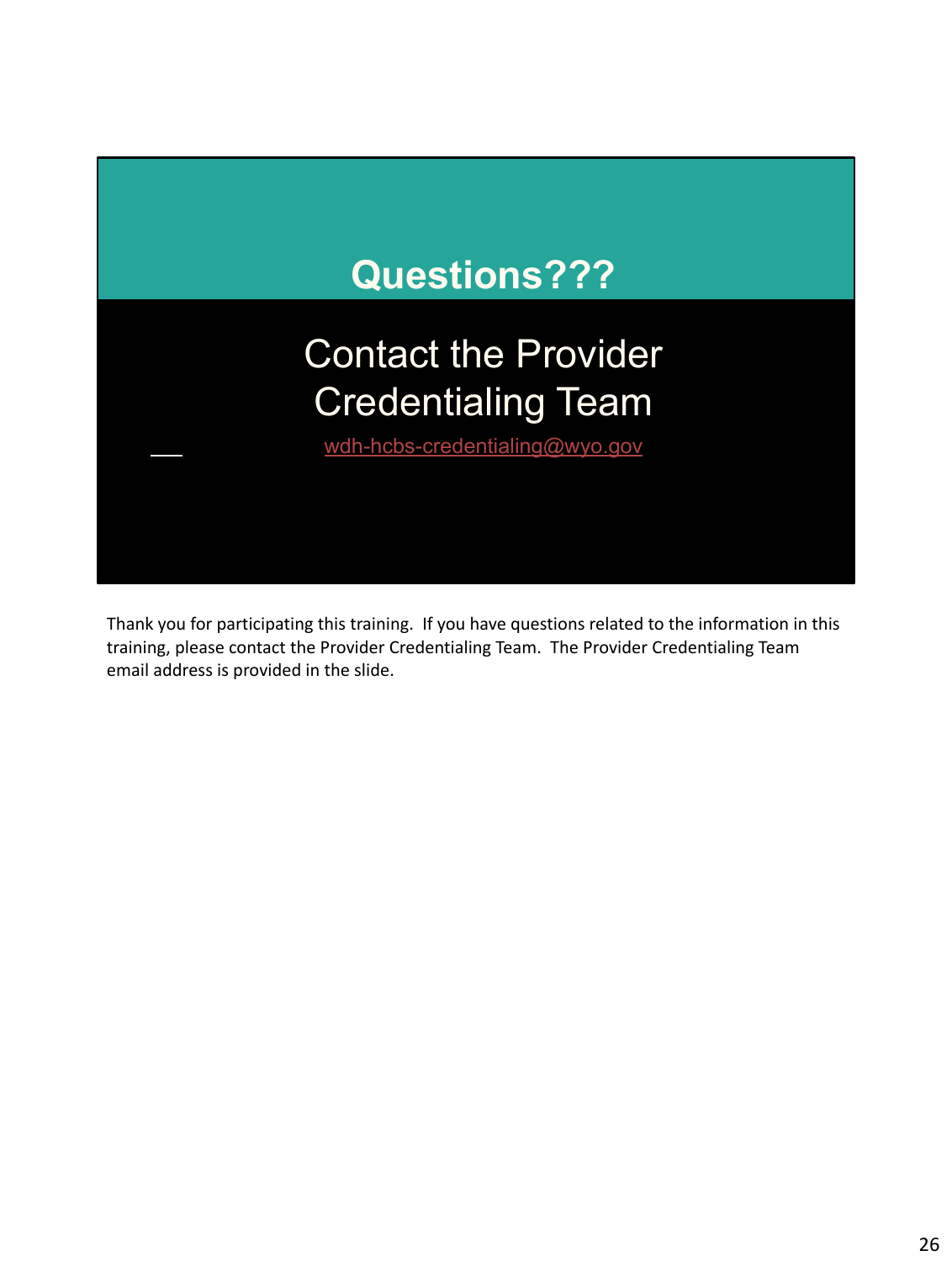# Questions???

## Contact the Provider Credentialing Team

wdh-hcbs-credentialing@wyo.gov

Thank you for participating this training. If you have questions related to the information in this training, please contact the Provider Credentialing Team. The Provider Credentialing Team email address is provided in the slide.